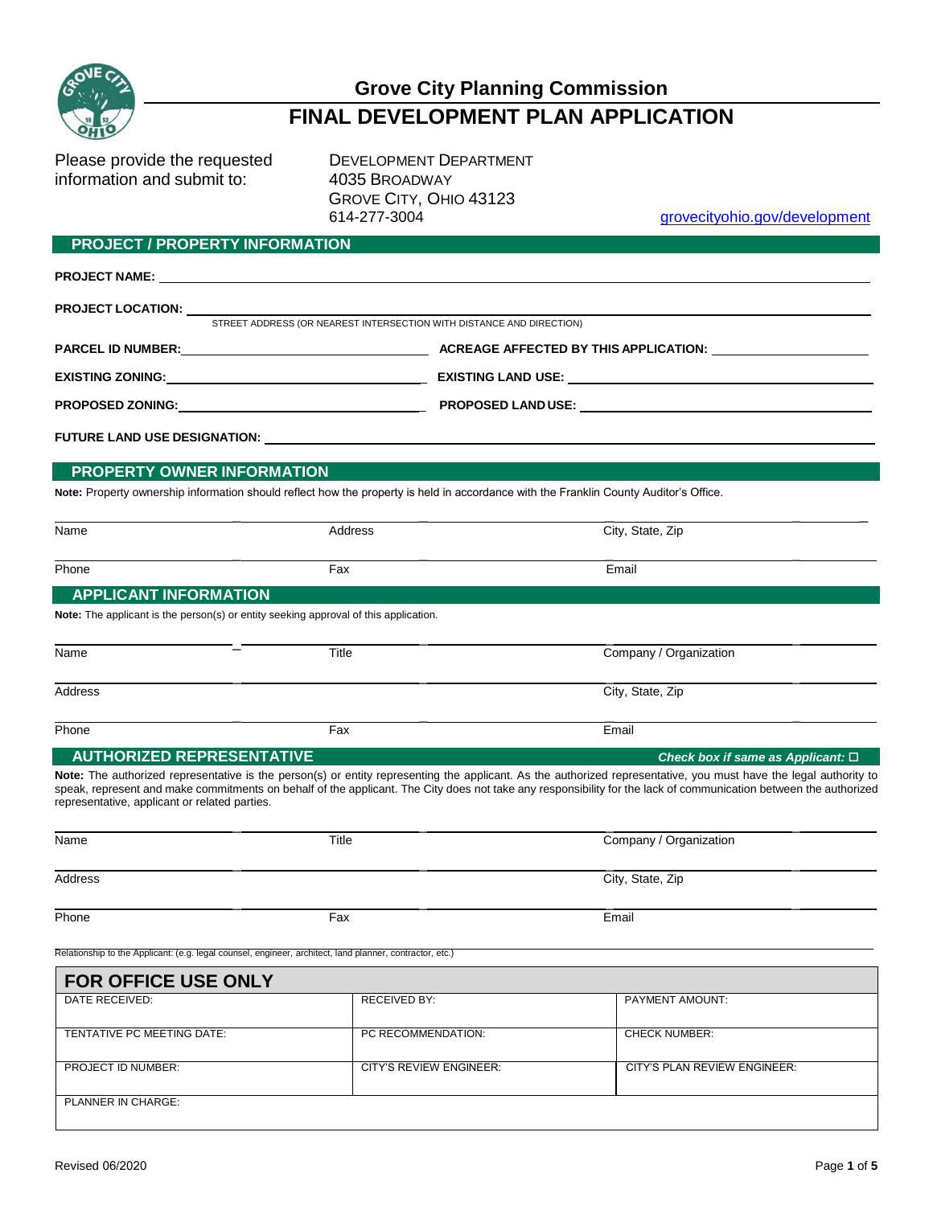# Grove City Planning Commission

# FINAL DEVELOPMENT PLAN APPLICATION

Please provide the requested information and submit to:

DEVELOPMENT DEPARTMENT
4035 BROADWAY
GROVE CITY, OHIO 43123
614-277-3004

grovecityohio.gov/development

## PROJECT / PROPERTY INFORMATION

**PROJECT NAME:** \_\_\_\_\_\_\_\_\_\_\_\_\_\_\_\_\_\_\_\_\_\_\_\_\_\_\_\_\_\_\_\_\_\_\_\_\_\_\_\_

**PROJECT LOCATION:** \_\_\_\_\_\_\_\_\_\_\_\_\_\_\_\_\_\_\_\_\_\_\_\_\_\_\_\_\_\_\_\_\_\_\_\_\_\_\_\_
STREET ADDRESS (OR NEAREST INTERSECTION WITH DISTANCE AND DIRECTION)

**PARCEL ID NUMBER:** \_\_\_\_\_\_\_\_\_\_\_\_\_\_\_\_\_\_\_\_ **ACREAGE AFFECTED BY THIS APPLICATION:** \_\_\_\_\_\_\_\_\_\_\_\_\_\_\_\_\_\_\_\_

**EXISTING ZONING:** \_\_\_\_\_\_\_\_\_\_\_\_\_\_\_\_\_\_\_\_ **EXISTING LAND USE:** \_\_\_\_\_\_\_\_\_\_\_\_\_\_\_\_\_\_\_\_

**PROPOSED ZONING:** \_\_\_\_\_\_\_\_\_\_\_\_\_\_\_\_\_\_\_\_ **PROPOSED LAND USE:** \_\_\_\_\_\_\_\_\_\_\_\_\_\_\_\_\_\_\_\_

**FUTURE LAND USE DESIGNATION:** \_\_\_\_\_\_\_\_\_\_\_\_\_\_\_\_\_\_\_\_\_\_\_\_\_\_\_\_\_\_\_\_\_\_\_\_\_\_\_\_

## PROPERTY OWNER INFORMATION

**Note:** Property ownership information should reflect how the property is held in accordance with the Franklin County Auditor's Office.

| Name | Address | City, State, Zip |
|---|---|---|
| Phone | Fax | Email |

## APPLICANT INFORMATION

**Note:** The applicant is the person(s) or entity seeking approval of this application.

| Name | Title | Company / Organization |
|---|---|---|
| Address | | City, State, Zip |
| Phone | Fax | Email |

## AUTHORIZED REPRESENTATIVE

***Check box if same as Applicant:*** ☐

**Note:** The authorized representative is the person(s) or entity representing the applicant. As the authorized representative, you must have the legal authority to speak, represent and make commitments on behalf of the applicant. The City does not take any responsibility for the lack of communication between the authorized representative, applicant or related parties.

| Name | Title | Company / Organization |
|---|---|---|
| Address | | City, State, Zip |
| Phone | Fax | Email |

Relationship to the Applicant: (e.g. legal counsel, engineer, architect, land planner, contractor, etc.) \_\_\_\_\_\_\_\_\_\_\_\_\_\_\_\_\_\_\_\_

## FOR OFFICE USE ONLY

| DATE RECEIVED: | RECEIVED BY: | PAYMENT AMOUNT: |
|---|---|---|
| TENTATIVE PC MEETING DATE: | PC RECOMMENDATION: | CHECK NUMBER: |
| PROJECT ID NUMBER: | CITY'S REVIEW ENGINEER: | CITY'S PLAN REVIEW ENGINEER: |
| PLANNER IN CHARGE: | | |

Revised 06/2020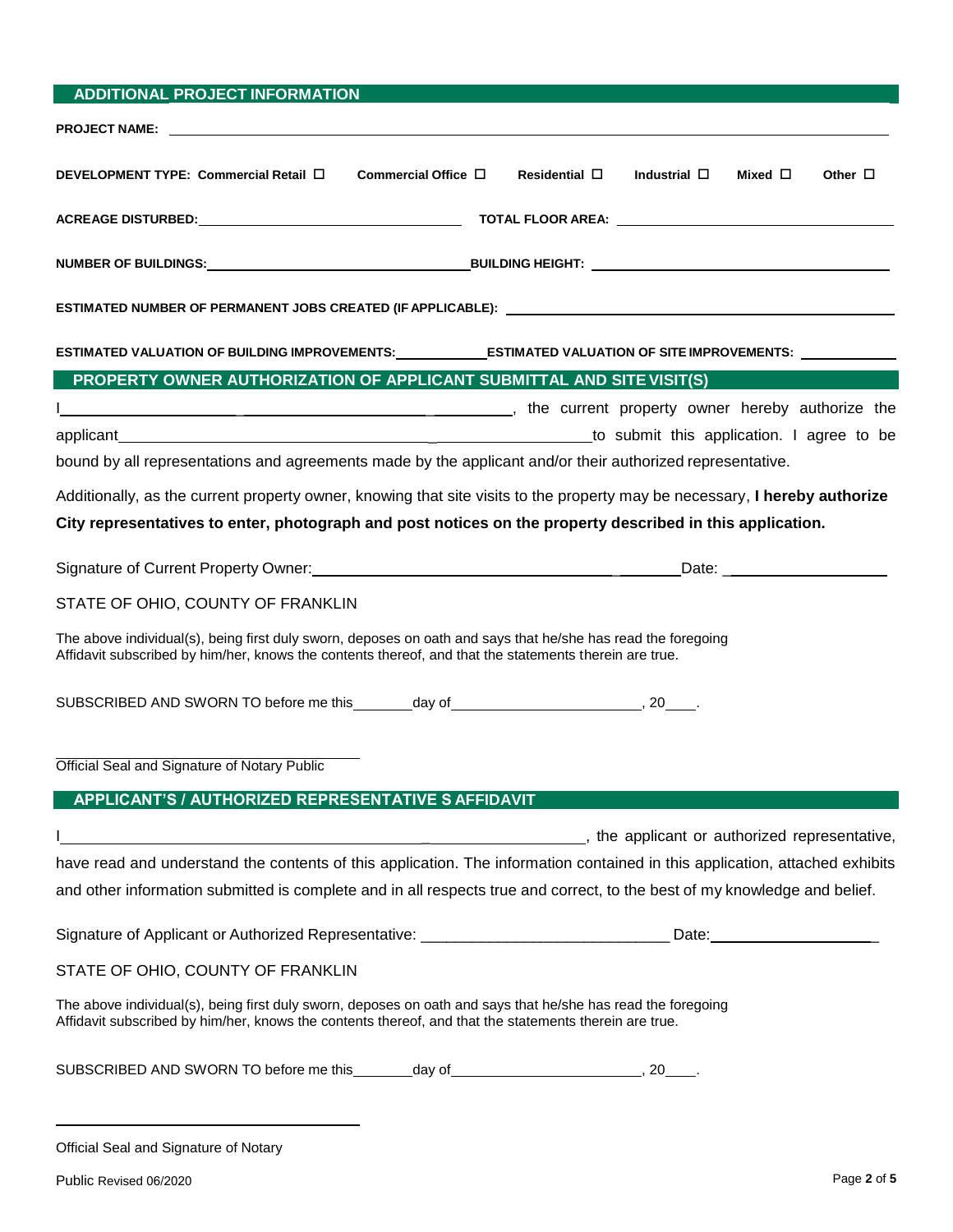## ADDITIONAL PROJECT INFORMATION

**PROJECT NAME:** ____________________________________________

**DEVELOPMENT TYPE: Commercial Retail ☐ Commercial Office ☐ Residential ☐ Industrial ☐ Mixed ☐ Other ☐**

**ACREAGE DISTURBED:** ____________________ **TOTAL FLOOR AREA:** ____________________

**NUMBER OF BUILDINGS:** ____________________ **BUILDING HEIGHT:** ____________________

**ESTIMATED NUMBER OF PERMANENT JOBS CREATED (IF APPLICABLE):** ____________________

**ESTIMATED VALUATION OF BUILDING IMPROVEMENTS:** __________ **ESTIMATED VALUATION OF SITE IMPROVEMENTS:** __________

## PROPERTY OWNER AUTHORIZATION OF APPLICANT SUBMITTAL AND SITE VISIT(S)

I ______________________________________, the current property owner hereby authorize the applicant ______________________________________ to submit this application. I agree to be bound by all representations and agreements made by the applicant and/or their authorized representative.

Additionally, as the current property owner, knowing that site visits to the property may be necessary, **I hereby authorize City representatives to enter, photograph and post notices on the property described in this application.**

Signature of Current Property Owner: ______________________________ Date: ______________

STATE OF OHIO, COUNTY OF FRANKLIN

The above individual(s), being first duly sworn, deposes on oath and says that he/she has read the foregoing Affidavit subscribed by him/her, knows the contents thereof, and that the statements therein are true.

SUBSCRIBED AND SWORN TO before me this ______ day of ____________________, 20___.

______________________________

Official Seal and Signature of Notary Public

## APPLICANT'S / AUTHORIZED REPRESENTATIVE S AFFIDAVIT

I ______________________________________, the applicant or authorized representative, have read and understand the contents of this application. The information contained in this application, attached exhibits and other information submitted is complete and in all respects true and correct, to the best of my knowledge and belief.

Signature of Applicant or Authorized Representative: ______________________________ Date: ______________

STATE OF OHIO, COUNTY OF FRANKLIN

The above individual(s), being first duly sworn, deposes on oath and says that he/she has read the foregoing Affidavit subscribed by him/her, knows the contents thereof, and that the statements therein are true.

SUBSCRIBED AND SWORN TO before me this ______ day of ____________________, 20___.

______________________________

Official Seal and Signature of Notary Public

Revised 06/2020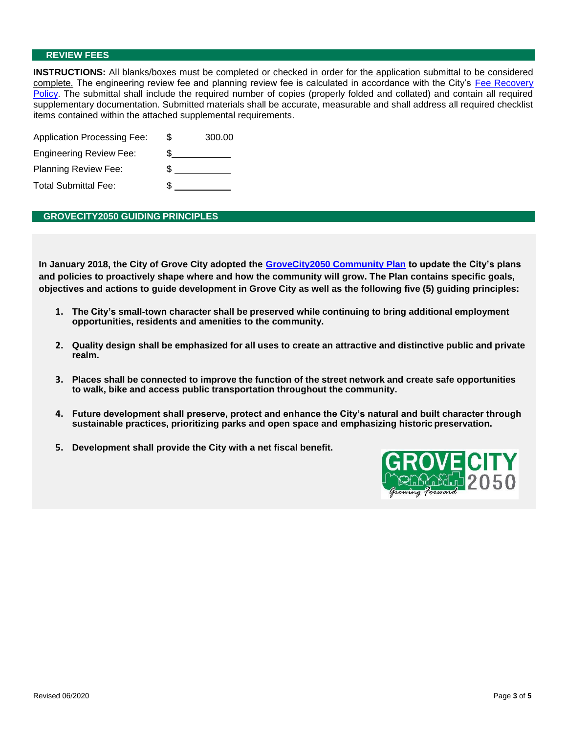## REVIEW FEES

**INSTRUCTIONS:** All blanks/boxes must be completed or checked in order for the application submittal to be considered complete. The engineering review fee and planning review fee is calculated in accordance with the City's Fee Recovery Policy. The submittal shall include the required number of copies (properly folded and collated) and contain all required supplementary documentation. Submitted materials shall be accurate, measurable and shall address all required checklist items contained within the attached supplemental requirements.

| | |
|---|---|
| Application Processing Fee: | $ 300.00 |
| Engineering Review Fee: | $__________ |
| Planning Review Fee: | $__________ |
| Total Submittal Fee: | $__________ |

## GROVECITY2050 GUIDING PRINCIPLES

**In January 2018, the City of Grove City adopted the GroveCity2050 Community Plan to update the City's plans and policies to proactively shape where and how the community will grow. The Plan contains specific goals, objectives and actions to guide development in Grove City as well as the following five (5) guiding principles:**

1. **The City's small-town character shall be preserved while continuing to bring additional employment opportunities, residents and amenities to the community.**

2. **Quality design shall be emphasized for all uses to create an attractive and distinctive public and private realm.**

3. **Places shall be connected to improve the function of the street network and create safe opportunities to walk, bike and access public transportation throughout the community.**

4. **Future development shall preserve, protect and enhance the City's natural and built character through sustainable practices, prioritizing parks and open space and emphasizing historic preservation.**

5. **Development shall provide the City with a net fiscal benefit.**

Revised 06/2020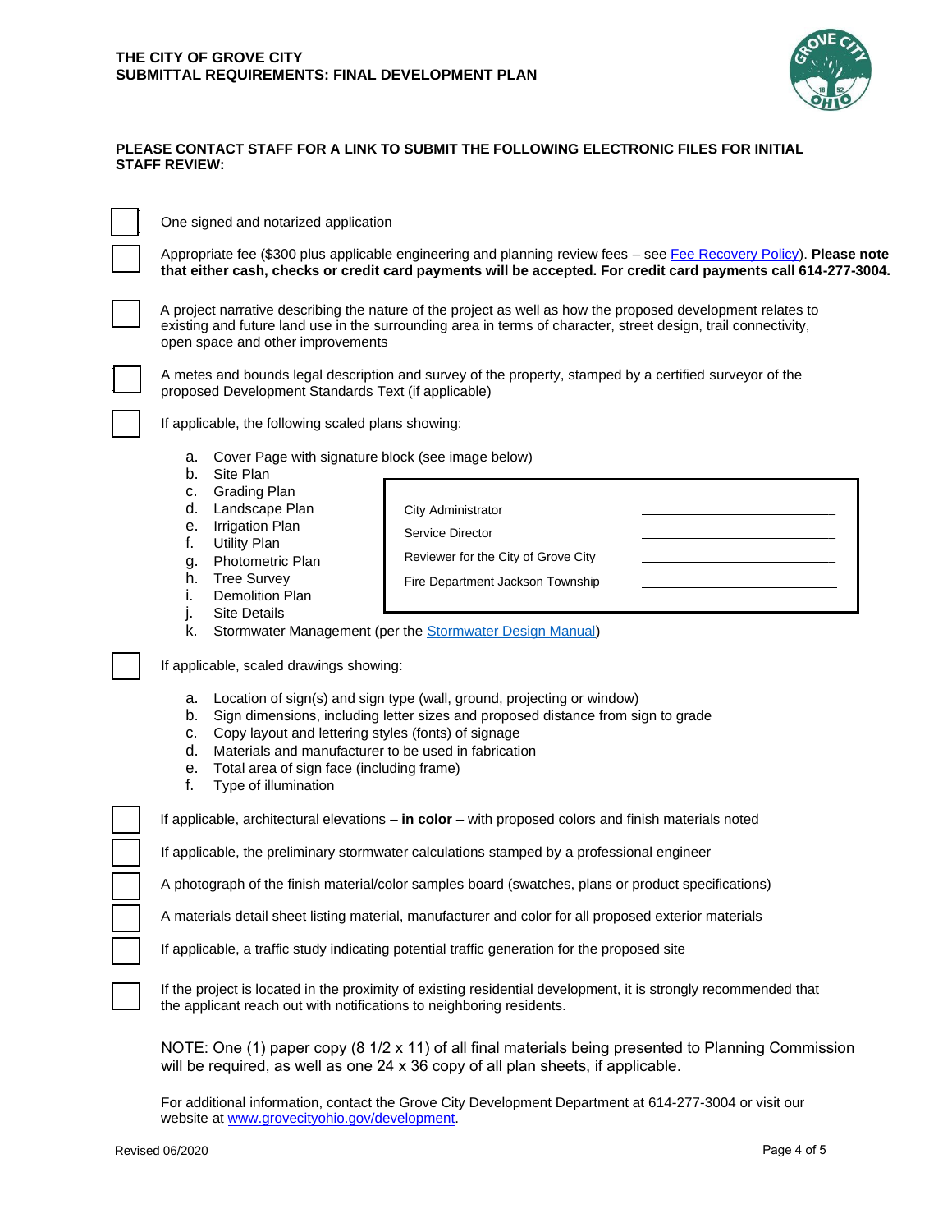# THE CITY OF GROVE CITY
## SUBMITTAL REQUIREMENTS: FINAL DEVELOPMENT PLAN

**PLEASE CONTACT STAFF FOR A LINK TO SUBMIT THE FOLLOWING ELECTRONIC FILES FOR INITIAL STAFF REVIEW:**

- ☐ One signed and notarized application
- ☐ Appropriate fee ($300 plus applicable engineering and planning review fees – see Fee Recovery Policy). **Please note that either cash, checks or credit card payments will be accepted. For credit card payments call 614-277-3004.**
- ☐ A project narrative describing the nature of the project as well as how the proposed development relates to existing and future land use in the surrounding area in terms of character, street design, trail connectivity, open space and other improvements
- ☐ A metes and bounds legal description and survey of the property, stamped by a certified surveyor of the proposed Development Standards Text (if applicable)
- ☐ If applicable, the following scaled plans showing:
  - a. Cover Page with signature block (see image below)
  - b. Site Plan
  - c. Grading Plan
  - d. Landscape Plan
  - e. Irrigation Plan
  - f. Utility Plan
  - g. Photometric Plan
  - h. Tree Survey
  - i. Demolition Plan
  - j. Site Details
  - k. Stormwater Management (per the Stormwater Design Manual)

| | |
|---|---|
| City Administrator | ____________________ |
| Service Director | ____________________ |
| Reviewer for the City of Grove City | ____________________ |
| Fire Department Jackson Township | ____________________ |

- ☐ If applicable, scaled drawings showing:
  - a. Location of sign(s) and sign type (wall, ground, projecting or window)
  - b. Sign dimensions, including letter sizes and proposed distance from sign to grade
  - c. Copy layout and lettering styles (fonts) of signage
  - d. Materials and manufacturer to be used in fabrication
  - e. Total area of sign face (including frame)
  - f. Type of illumination
- ☐ If applicable, architectural elevations – **in color** – with proposed colors and finish materials noted
- ☐ If applicable, the preliminary stormwater calculations stamped by a professional engineer
- ☐ A photograph of the finish material/color samples board (swatches, plans or product specifications)
- ☐ A materials detail sheet listing material, manufacturer and color for all proposed exterior materials
- ☐ If applicable, a traffic study indicating potential traffic generation for the proposed site
- ☐ If the project is located in the proximity of existing residential development, it is strongly recommended that the applicant reach out with notifications to neighboring residents.

NOTE: One (1) paper copy (8 1/2 x 11) of all final materials being presented to Planning Commission will be required, as well as one 24 x 36 copy of all plan sheets, if applicable.

For additional information, contact the Grove City Development Department at 614-277-3004 or visit our website at www.grovecityohio.gov/development.

Revised 06/2020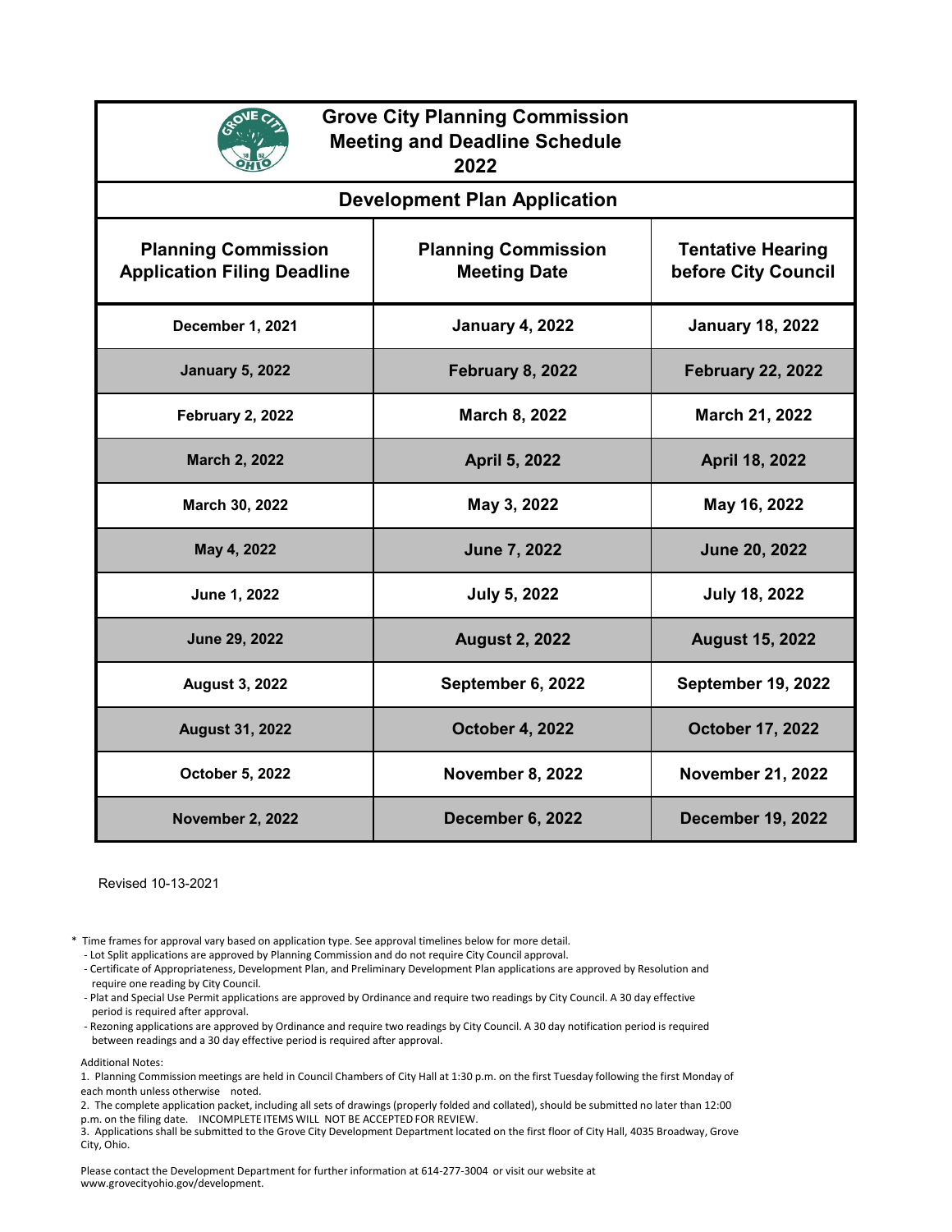# Grove City Planning Commission Meeting and Deadline Schedule 2022

## Development Plan Application

| Planning Commission Application Filing Deadline | Planning Commission Meeting Date | Tentative Hearing before City Council |
|---|---|---|
| December 1, 2021 | January 4, 2022 | January 18, 2022 |
| January 5, 2022 | February 8, 2022 | February 22, 2022 |
| February 2, 2022 | March 8, 2022 | March 21, 2022 |
| March 2, 2022 | April 5, 2022 | April 18, 2022 |
| March 30, 2022 | May 3, 2022 | May 16, 2022 |
| May 4, 2022 | June 7, 2022 | June 20, 2022 |
| June 1, 2022 | July 5, 2022 | July 18, 2022 |
| June 29, 2022 | August 2, 2022 | August 15, 2022 |
| August 3, 2022 | September 6, 2022 | September 19, 2022 |
| August 31, 2022 | October 4, 2022 | October 17, 2022 |
| October 5, 2022 | November 8, 2022 | November 21, 2022 |
| November 2, 2022 | December 6, 2022 | December 19, 2022 |

Revised 10-13-2021

\* Time frames for approval vary based on application type. See approval timelines below for more detail.
- Lot Split applications are approved by Planning Commission and do not require City Council approval.
- Certificate of Appropriateness, Development Plan, and Preliminary Development Plan applications are approved by Resolution and require one reading by City Council.
- Plat and Special Use Permit applications are approved by Ordinance and require two readings by City Council. A 30 day effective period is required after approval.
- Rezoning applications are approved by Ordinance and require two readings by City Council. A 30 day notification period is required between readings and a 30 day effective period is required after approval.

Additional Notes:

1. Planning Commission meetings are held in Council Chambers of City Hall at 1:30 p.m. on the first Tuesday following the first Monday of each month unless otherwise noted.
2. The complete application packet, including all sets of drawings (properly folded and collated), should be submitted no later than 12:00 p.m. on the filing date. INCOMPLETE ITEMS WILL NOT BE ACCEPTED FOR REVIEW.
3. Applications shall be submitted to the Grove City Development Department located on the first floor of City Hall, 4035 Broadway, Grove City, Ohio.

Please contact the Development Department for further information at 614-277-3004 or visit our website at www.grovecityohio.gov/development.